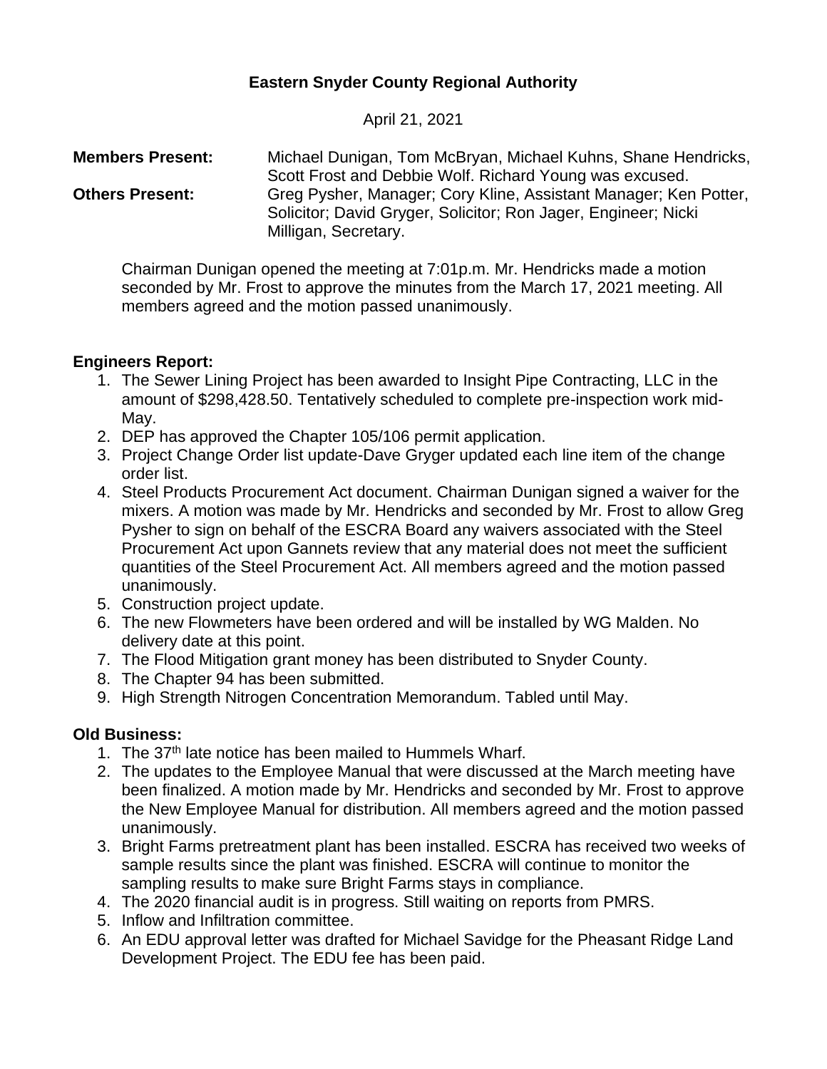# Eastern Snyder County Regional Authority

April 21, 2021

**Members Present:** Michael Dunigan, Tom McBryan, Michael Kuhns, Shane Hendricks, Scott Frost and Debbie Wolf. Richard Young was excused.

**Others Present:** Greg Pysher, Manager; Cory Kline, Assistant Manager; Ken Potter, Solicitor; David Gryger, Solicitor; Ron Jager, Engineer; Nicki Milligan, Secretary.

Chairman Dunigan opened the meeting at 7:01p.m. Mr. Hendricks made a motion seconded by Mr. Frost to approve the minutes from the March 17, 2021 meeting. All members agreed and the motion passed unanimously.

## Engineers Report:

1. The Sewer Lining Project has been awarded to Insight Pipe Contracting, LLC in the amount of $298,428.50. Tentatively scheduled to complete pre-inspection work mid-May.
2. DEP has approved the Chapter 105/106 permit application.
3. Project Change Order list update-Dave Gryger updated each line item of the change order list.
4. Steel Products Procurement Act document. Chairman Dunigan signed a waiver for the mixers. A motion was made by Mr. Hendricks and seconded by Mr. Frost to allow Greg Pysher to sign on behalf of the ESCRA Board any waivers associated with the Steel Procurement Act upon Gannets review that any material does not meet the sufficient quantities of the Steel Procurement Act. All members agreed and the motion passed unanimously.
5. Construction project update.
6. The new Flowmeters have been ordered and will be installed by WG Malden. No delivery date at this point.
7. The Flood Mitigation grant money has been distributed to Snyder County.
8. The Chapter 94 has been submitted.
9. High Strength Nitrogen Concentration Memorandum. Tabled until May.

## Old Business:

1. The 37th late notice has been mailed to Hummels Wharf.
2. The updates to the Employee Manual that were discussed at the March meeting have been finalized. A motion made by Mr. Hendricks and seconded by Mr. Frost to approve the New Employee Manual for distribution. All members agreed and the motion passed unanimously.
3. Bright Farms pretreatment plant has been installed. ESCRA has received two weeks of sample results since the plant was finished. ESCRA will continue to monitor the sampling results to make sure Bright Farms stays in compliance.
4. The 2020 financial audit is in progress. Still waiting on reports from PMRS.
5. Inflow and Infiltration committee.
6. An EDU approval letter was drafted for Michael Savidge for the Pheasant Ridge Land Development Project. The EDU fee has been paid.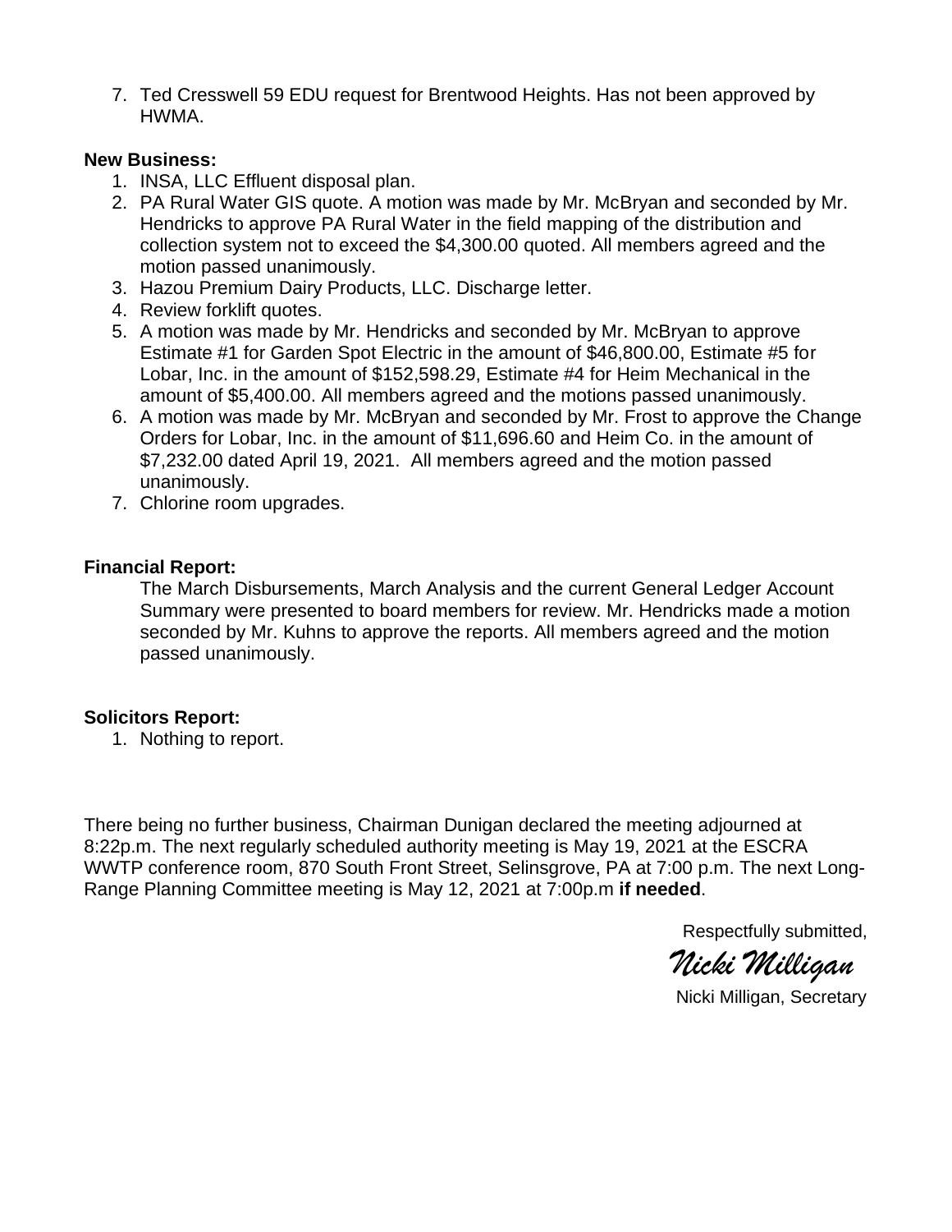7. Ted Cresswell 59 EDU request for Brentwood Heights. Has not been approved by HWMA.

**New Business:**

1. INSA, LLC Effluent disposal plan.
2. PA Rural Water GIS quote. A motion was made by Mr. McBryan and seconded by Mr. Hendricks to approve PA Rural Water in the field mapping of the distribution and collection system not to exceed the $4,300.00 quoted. All members agreed and the motion passed unanimously.
3. Hazou Premium Dairy Products, LLC. Discharge letter.
4. Review forklift quotes.
5. A motion was made by Mr. Hendricks and seconded by Mr. McBryan to approve Estimate #1 for Garden Spot Electric in the amount of $46,800.00, Estimate #5 for Lobar, Inc. in the amount of $152,598.29, Estimate #4 for Heim Mechanical in the amount of $5,400.00. All members agreed and the motions passed unanimously.
6. A motion was made by Mr. McBryan and seconded by Mr. Frost to approve the Change Orders for Lobar, Inc. in the amount of $11,696.60 and Heim Co. in the amount of $7,232.00 dated April 19, 2021. All members agreed and the motion passed unanimously.
7. Chlorine room upgrades.

**Financial Report:**

The March Disbursements, March Analysis and the current General Ledger Account Summary were presented to board members for review. Mr. Hendricks made a motion seconded by Mr. Kuhns to approve the reports. All members agreed and the motion passed unanimously.

**Solicitors Report:**

1. Nothing to report.

There being no further business, Chairman Dunigan declared the meeting adjourned at 8:22p.m. The next regularly scheduled authority meeting is May 19, 2021 at the ESCRA WWTP conference room, 870 South Front Street, Selinsgrove, PA at 7:00 p.m. The next Long-Range Planning Committee meeting is May 12, 2021 at 7:00p.m **if needed**.

Respectfully submitted,

*Nicki Milligan*

Nicki Milligan, Secretary